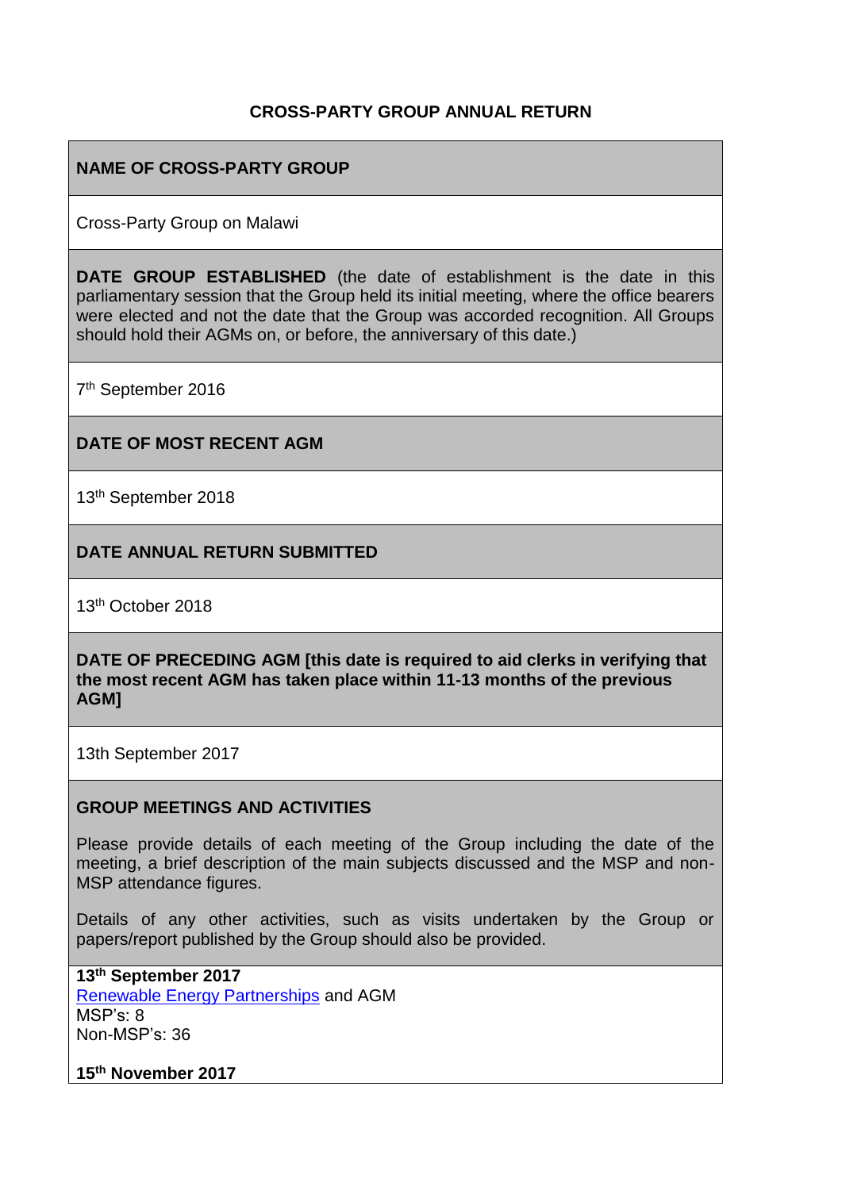# CROSS-PARTY GROUP ANNUAL RETURN

## NAME OF CROSS-PARTY GROUP

Cross-Party Group on Malawi

## DATE GROUP ESTABLISHED

**DATE GROUP ESTABLISHED** (the date of establishment is the date in this parliamentary session that the Group held its initial meeting, where the office bearers were elected and not the date that the Group was accorded recognition. All Groups should hold their AGMs on, or before, the anniversary of this date.)

7th September 2016

## DATE OF MOST RECENT AGM

13th September 2018

## DATE ANNUAL RETURN SUBMITTED

13th October 2018

## DATE OF PRECEDING AGM

**DATE OF PRECEDING AGM [this date is required to aid clerks in verifying that the most recent AGM has taken place within 11-13 months of the previous AGM]**

13th September 2017

## GROUP MEETINGS AND ACTIVITIES

Please provide details of each meeting of the Group including the date of the meeting, a brief description of the main subjects discussed and the MSP and non-MSP attendance figures.

Details of any other activities, such as visits undertaken by the Group or papers/report published by the Group should also be provided.

**13th September 2017**
Renewable Energy Partnerships and AGM
MSP's: 8
Non-MSP's: 36

**15th November 2017**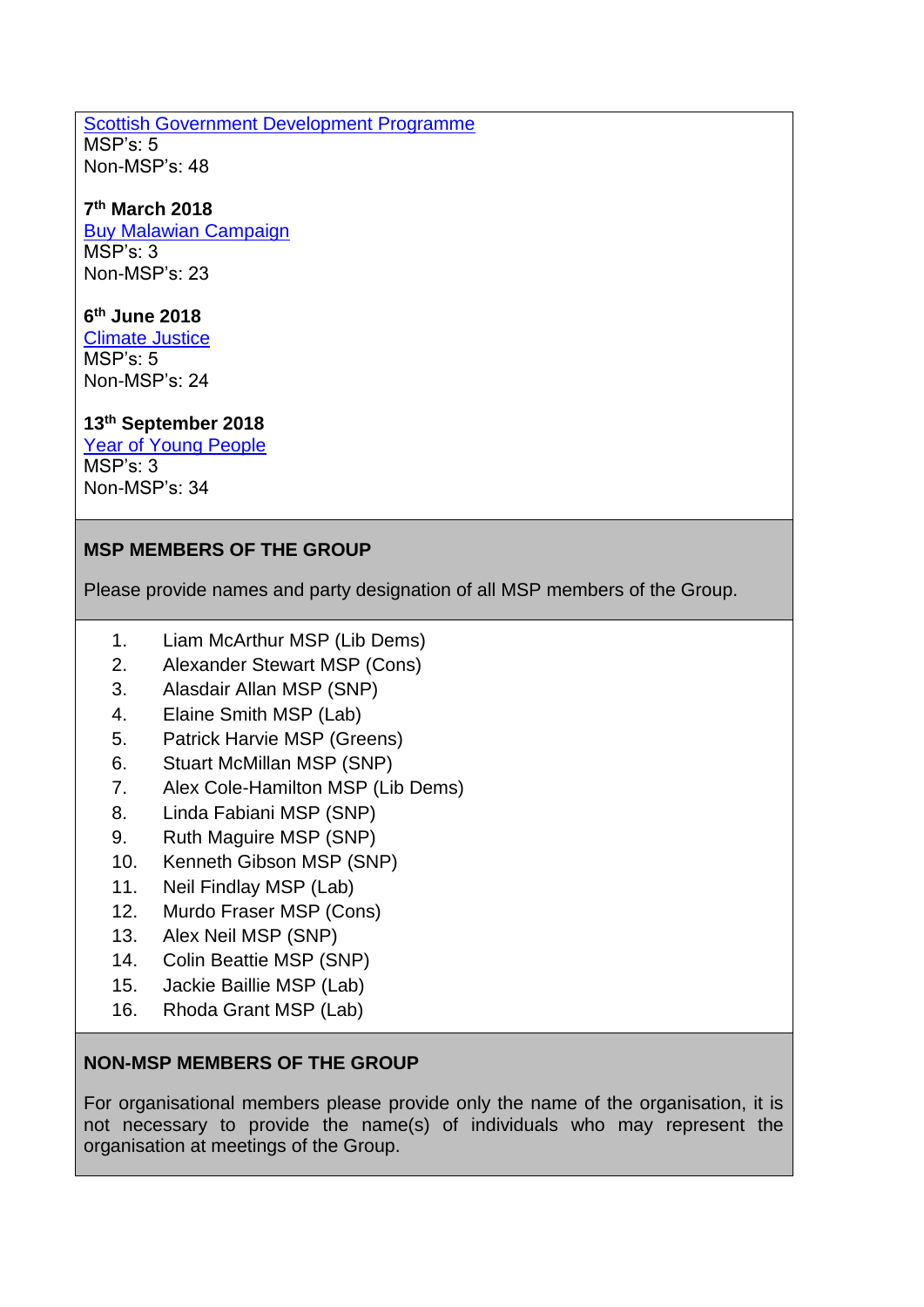[Scottish Government Development Programme]
MSP's: 5
Non-MSP's: 48

**7th March 2018**
[Buy Malawian Campaign]
MSP's: 3
Non-MSP's: 23

**6th June 2018**
[Climate Justice]
MSP's: 5
Non-MSP's: 24

**13th September 2018**
[Year of Young People]
MSP's: 3
Non-MSP's: 34

**MSP MEMBERS OF THE GROUP**

Please provide names and party designation of all MSP members of the Group.

1. Liam McArthur MSP (Lib Dems)
2. Alexander Stewart MSP (Cons)
3. Alasdair Allan MSP (SNP)
4. Elaine Smith MSP (Lab)
5. Patrick Harvie MSP (Greens)
6. Stuart McMillan MSP (SNP)
7. Alex Cole-Hamilton MSP (Lib Dems)
8. Linda Fabiani MSP (SNP)
9. Ruth Maguire MSP (SNP)
10. Kenneth Gibson MSP (SNP)
11. Neil Findlay MSP (Lab)
12. Murdo Fraser MSP (Cons)
13. Alex Neil MSP (SNP)
14. Colin Beattie MSP (SNP)
15. Jackie Baillie MSP (Lab)
16. Rhoda Grant MSP (Lab)

**NON-MSP MEMBERS OF THE GROUP**

For organisational members please provide only the name of the organisation, it is not necessary to provide the name(s) of individuals who may represent the organisation at meetings of the Group.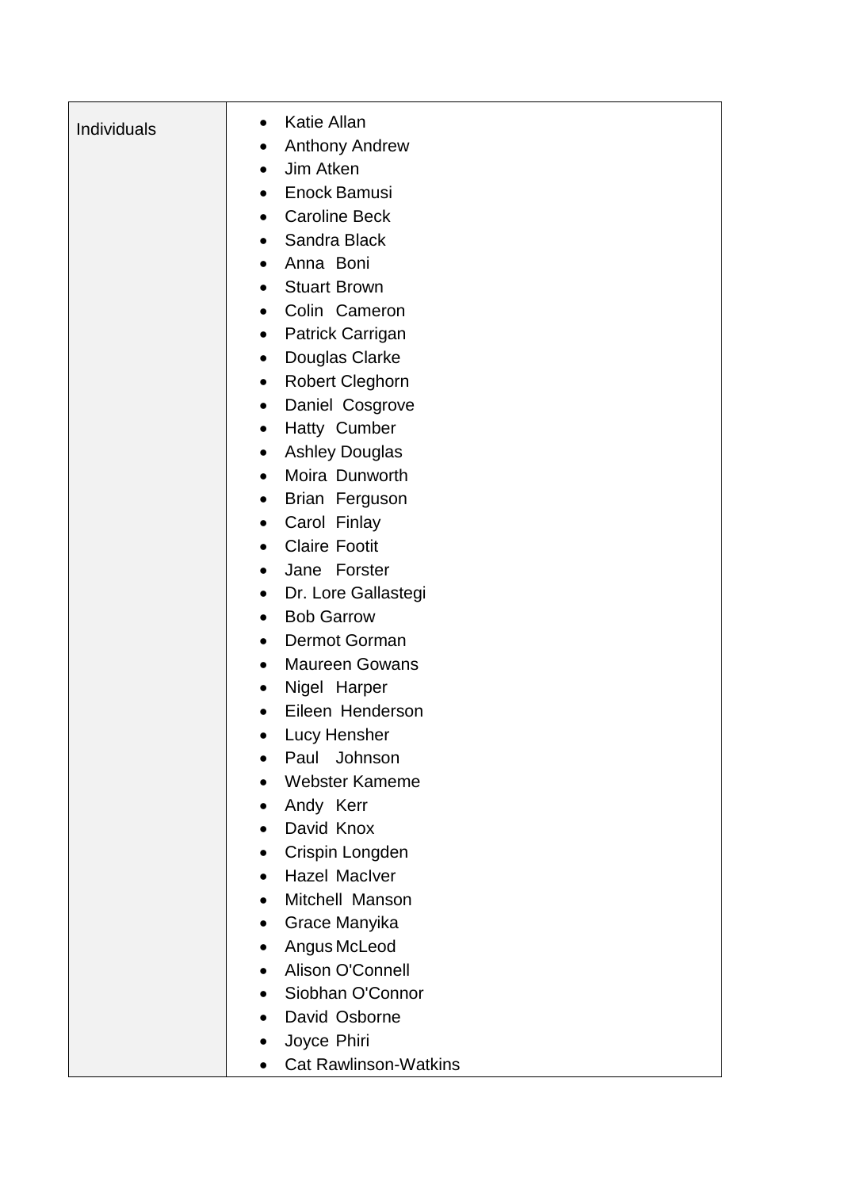| Individuals | <ul><li>Katie Allan</li><li>Anthony Andrew</li><li>Jim Atken</li><li>Enock Bamusi</li><li>Caroline Beck</li><li>Sandra Black</li><li>Anna Boni</li><li>Stuart Brown</li><li>Colin Cameron</li><li>Patrick Carrigan</li><li>Douglas Clarke</li><li>Robert Cleghorn</li><li>Daniel Cosgrove</li><li>Hatty Cumber</li><li>Ashley Douglas</li><li>Moira Dunworth</li><li>Brian Ferguson</li><li>Carol Finlay</li><li>Claire Footit</li><li>Jane Forster</li><li>Dr. Lore Gallastegi</li><li>Bob Garrow</li><li>Dermot Gorman</li><li>Maureen Gowans</li><li>Nigel Harper</li><li>Eileen Henderson</li><li>Lucy Hensher</li><li>Paul Johnson</li><li>Webster Kameme</li><li>Andy Kerr</li><li>David Knox</li><li>Crispin Longden</li><li>Hazel MacIver</li><li>Mitchell Manson</li><li>Grace Manyika</li><li>Angus McLeod</li><li>Alison O'Connell</li><li>Siobhan O'Connor</li><li>David Osborne</li><li>Joyce Phiri</li><li>Cat Rawlinson-Watkins</li></ul> |
|---|---|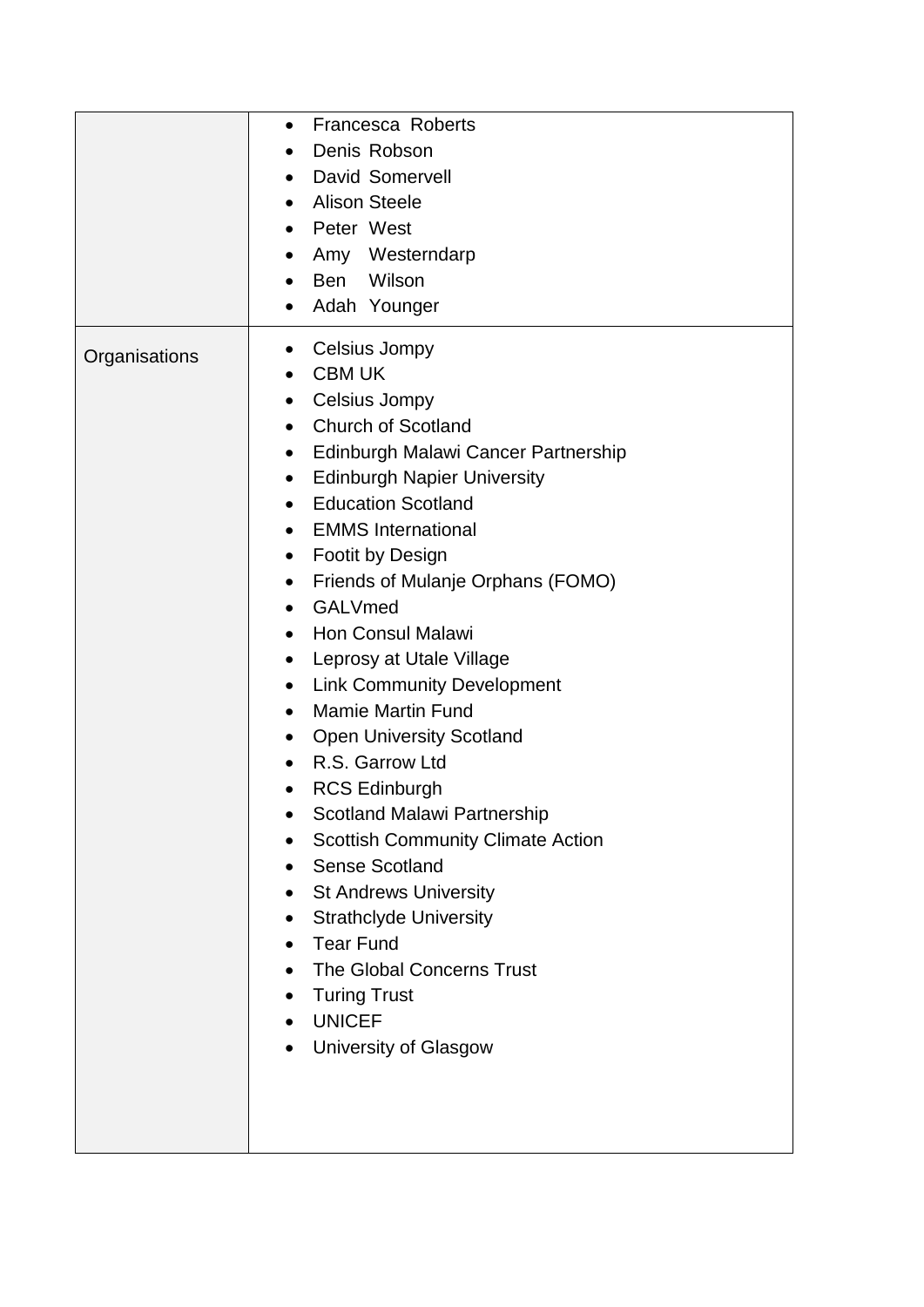| | |
|---|---|
| | • Francesca Roberts<br>• Denis Robson<br>• David Somervell<br>• Alison Steele<br>• Peter West<br>• Amy Westerndarp<br>• Ben Wilson<br>• Adah Younger |
| Organisations | • Celsius Jompy<br>• CBM UK<br>• Celsius Jompy<br>• Church of Scotland<br>• Edinburgh Malawi Cancer Partnership<br>• Edinburgh Napier University<br>• Education Scotland<br>• EMMS International<br>• Footit by Design<br>• Friends of Mulanje Orphans (FOMO)<br>• GALVmed<br>• Hon Consul Malawi<br>• Leprosy at Utale Village<br>• Link Community Development<br>• Mamie Martin Fund<br>• Open University Scotland<br>• R.S. Garrow Ltd<br>• RCS Edinburgh<br>• Scotland Malawi Partnership<br>• Scottish Community Climate Action<br>• Sense Scotland<br>• St Andrews University<br>• Strathclyde University<br>• Tear Fund<br>• The Global Concerns Trust<br>• Turing Trust<br>• UNICEF<br>• University of Glasgow |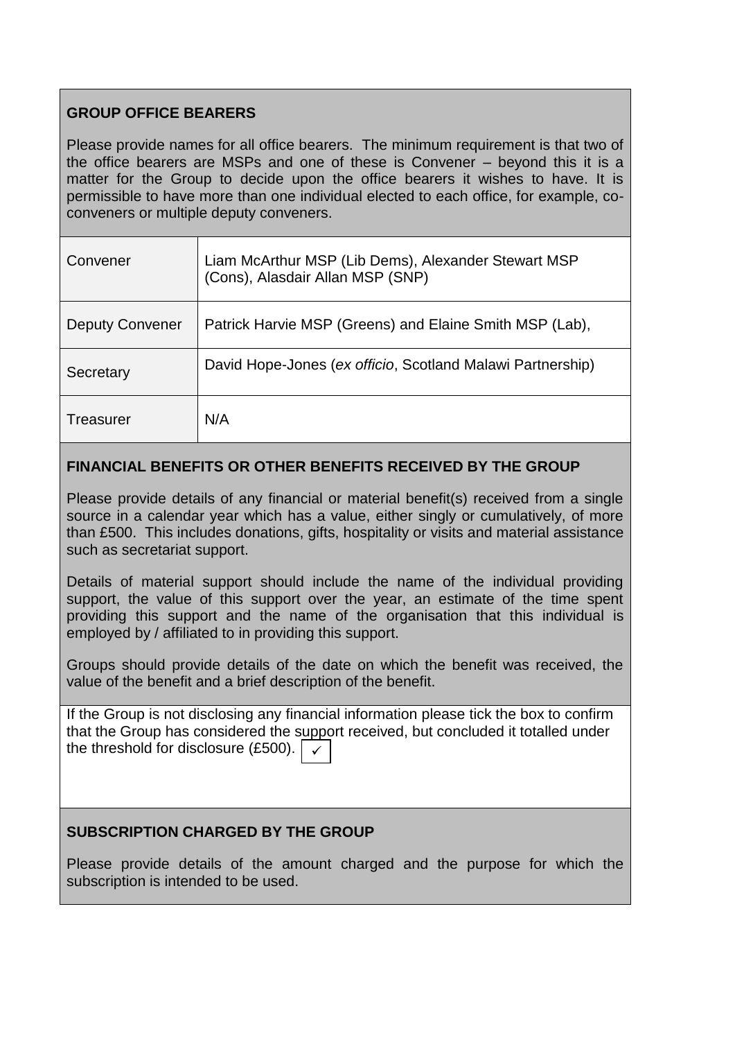## GROUP OFFICE BEARERS

Please provide names for all office bearers. The minimum requirement is that two of the office bearers are MSPs and one of these is Convener – beyond this it is a matter for the Group to decide upon the office bearers it wishes to have. It is permissible to have more than one individual elected to each office, for example, co-conveners or multiple deputy conveners.

| | |
|---|---|
| Convener | Liam McArthur MSP (Lib Dems), Alexander Stewart MSP (Cons), Alasdair Allan MSP (SNP) |
| Deputy Convener | Patrick Harvie MSP (Greens) and Elaine Smith MSP (Lab), |
| Secretary | David Hope-Jones (*ex officio*, Scotland Malawi Partnership) |
| Treasurer | N/A |

## FINANCIAL BENEFITS OR OTHER BENEFITS RECEIVED BY THE GROUP

Please provide details of any financial or material benefit(s) received from a single source in a calendar year which has a value, either singly or cumulatively, of more than £500. This includes donations, gifts, hospitality or visits and material assistance such as secretariat support.

Details of material support should include the name of the individual providing support, the value of this support over the year, an estimate of the time spent providing this support and the name of the organisation that this individual is employed by / affiliated to in providing this support.

Groups should provide details of the date on which the benefit was received, the value of the benefit and a brief description of the benefit.

If the Group is not disclosing any financial information please tick the box to confirm that the Group has considered the support received, but concluded it totalled under the threshold for disclosure (£500). ✓

## SUBSCRIPTION CHARGED BY THE GROUP

Please provide details of the amount charged and the purpose for which the subscription is intended to be used.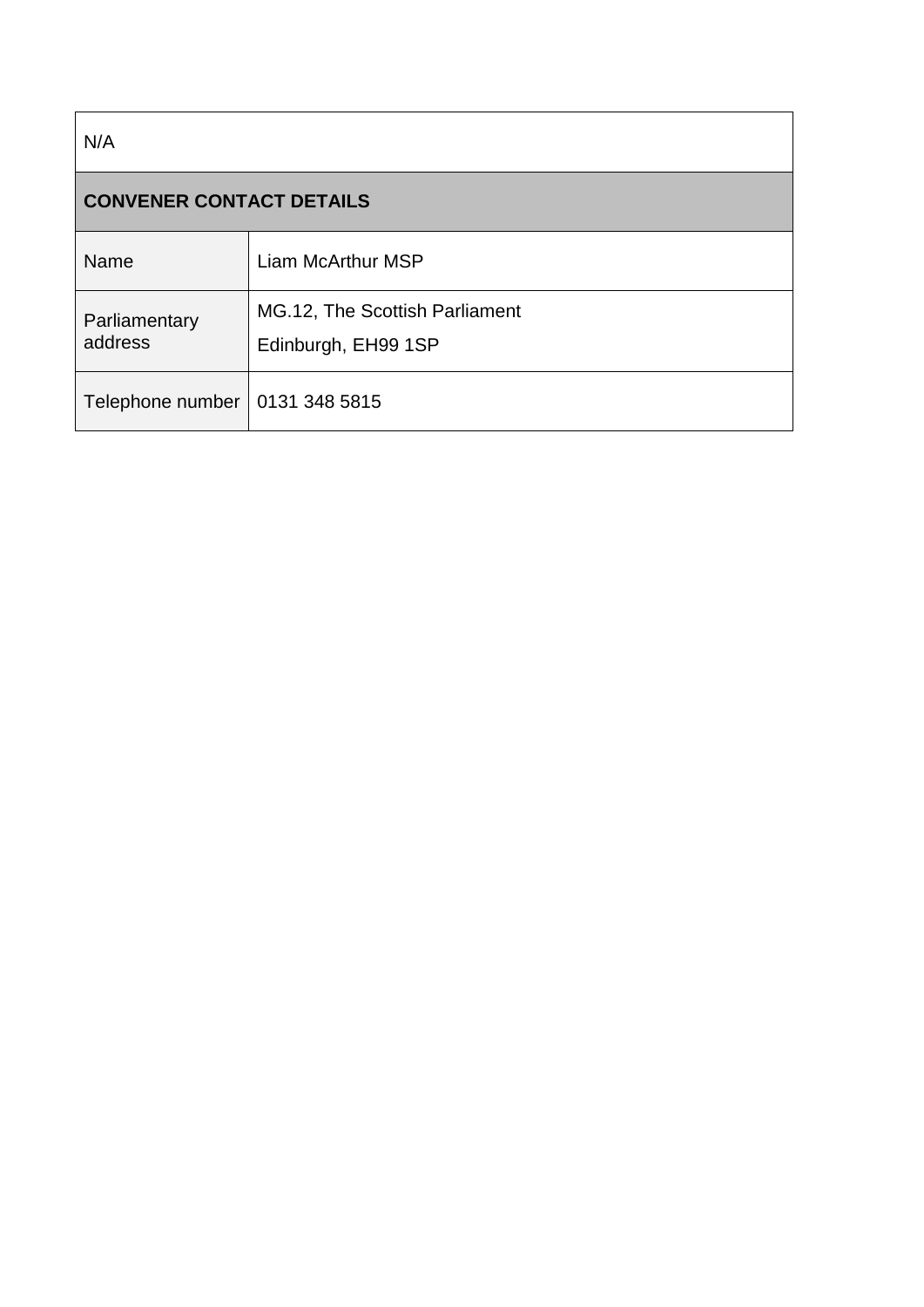| | |
|---|---|
| N/A | |
| **CONVENER CONTACT DETAILS** | |
| Name | Liam McArthur MSP |
| Parliamentary address | MG.12, The Scottish Parliament<br>Edinburgh, EH99 1SP |
| Telephone number | 0131 348 5815 |